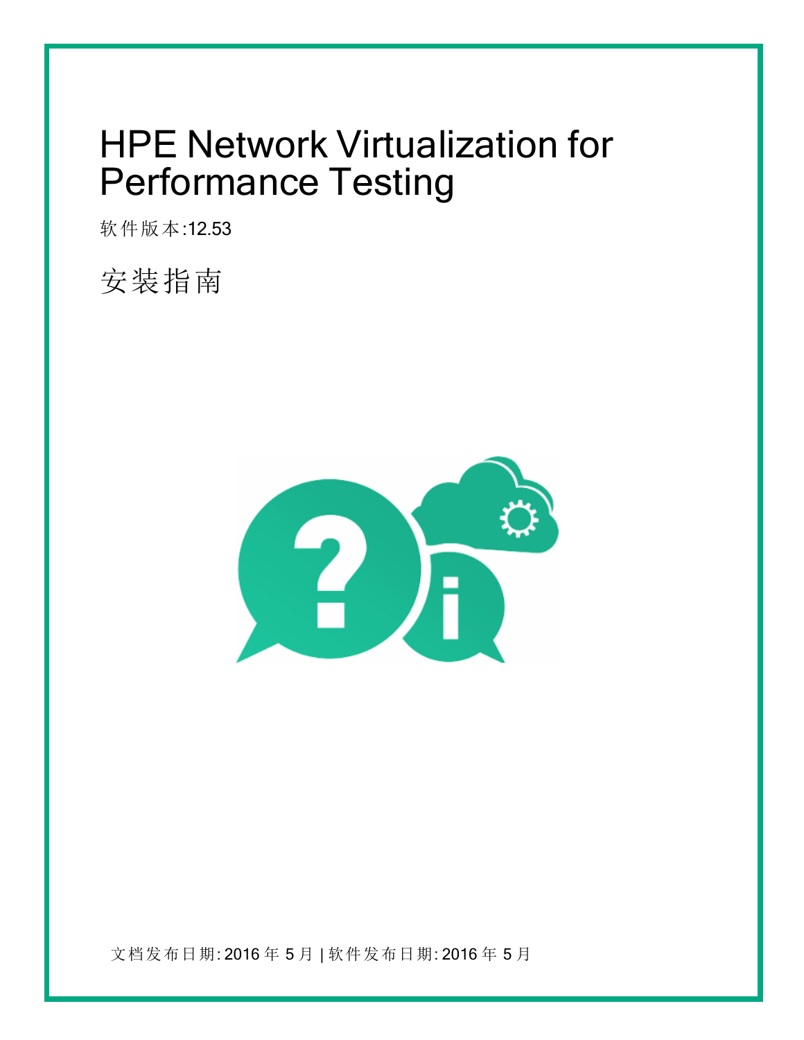# HPE Network Virtualization for Performance Testing

软件版本:12.53

## 安装指南

文档发布日期: 2016 年 5 月 | 软件发布日期: 2016 年 5 月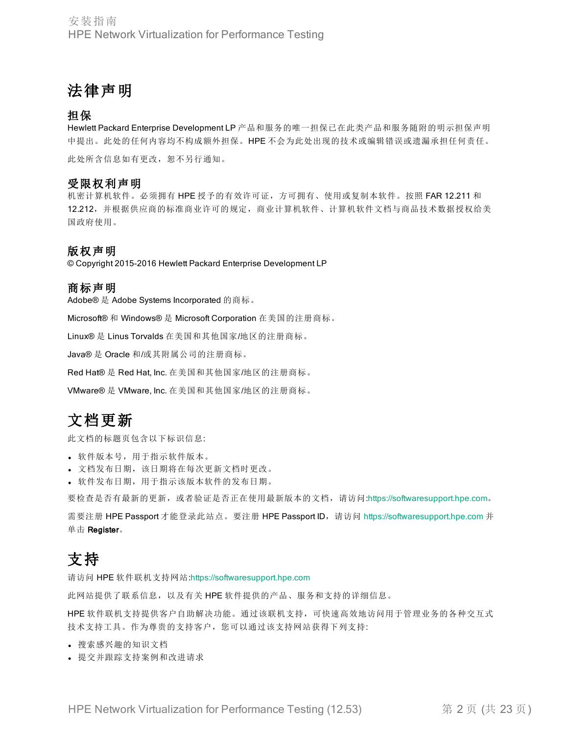# 法律声明

## 担保

Hewlett Packard Enterprise Development LP 产品和服务的唯一担保已在此类产品和服务随附的明示担保声明中提出。此处的任何内容均不构成额外担保。HPE 不会为此处出现的技术或编辑错误或遗漏承担任何责任。

此处所含信息如有更改，恕不另行通知。

## 受限权利声明

机密计算机软件。必须拥有 HPE 授予的有效许可证，方可拥有、使用或复制本软件。按照 FAR 12.211 和 12.212，并根据供应商的标准商业许可的规定，商业计算机软件、计算机软件文档与商品技术数据授权给美国政府使用。

## 版权声明

© Copyright 2015-2016 Hewlett Packard Enterprise Development LP

## 商标声明

Adobe® 是 Adobe Systems Incorporated 的商标。

Microsoft® 和 Windows® 是 Microsoft Corporation 在美国的注册商标。

Linux® 是 Linus Torvalds 在美国和其他国家/地区的注册商标。

Java® 是 Oracle 和/或其附属公司的注册商标。

Red Hat® 是 Red Hat, Inc. 在美国和其他国家/地区的注册商标。

VMware® 是 VMware, Inc. 在美国和其他国家/地区的注册商标。

# 文档更新

此文档的标题页包含以下标识信息:

- 软件版本号，用于指示软件版本。
- 文档发布日期，该日期将在每次更新文档时更改。
- 软件发布日期，用于指示该版本软件的发布日期。

要检查是否有最新的更新，或者验证是否正在使用最新版本的文档，请访问:https://softwaresupport.hpe.com。

需要注册 HPE Passport 才能登录此站点。要注册 HPE Passport ID，请访问 https://softwaresupport.hpe.com 并单击 **Register**。

# 支持

请访问 HPE 软件联机支持网站:https://softwaresupport.hpe.com

此网站提供了联系信息，以及有关 HPE 软件提供的产品、服务和支持的详细信息。

HPE 软件联机支持提供客户自助解决功能。通过该联机支持，可快速高效地访问用于管理业务的各种交互式技术支持工具。作为尊贵的支持客户，您可以通过该支持网站获得下列支持:

- 搜索感兴趣的知识文档
- 提交并跟踪支持案例和改进请求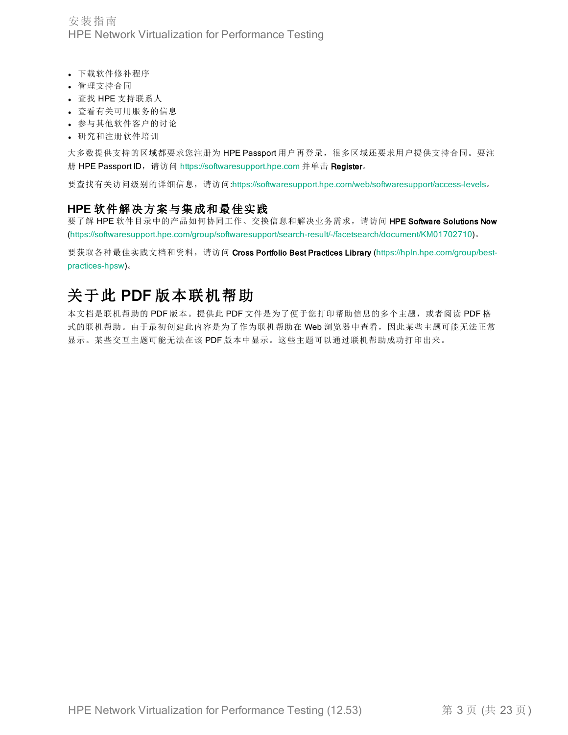- 下载软件修补程序
- 管理支持合同
- 查找 HPE 支持联系人
- 查看有关可用服务的信息
- 参与其他软件客户的讨论
- 研究和注册软件培训

大多数提供支持的区域都要求您注册为 HPE Passport 用户再登录，很多区域还要求用户提供支持合同。要注册 HPE Passport ID，请访问 https://softwaresupport.hpe.com 并单击 **Register**。

要查找有关访问级别的详细信息，请访问:https://softwaresupport.hpe.com/web/softwaresupport/access-levels。

### HPE 软件解决方案与集成和最佳实践

要了解 HPE 软件目录中的产品如何协同工作、交换信息和解决业务需求，请访问 **HPE Software Solutions Now** (https://softwaresupport.hpe.com/group/softwaresupport/search-result/-/facetsearch/document/KM01702710)。

要获取各种最佳实践文档和资料，请访问 **Cross Portfolio Best Practices Library** (https://hpln.hpe.com/group/best-practices-hpsw)。

## 关于此 PDF 版本联机帮助

本文档是联机帮助的 PDF 版本。提供此 PDF 文件是为了便于您打印帮助信息的多个主题，或者阅读 PDF 格式的联机帮助。由于最初创建此内容是为了作为联机帮助在 Web 浏览器中查看，因此某些主题可能无法正常显示。某些交互主题可能无法在该 PDF 版本中显示。这些主题可以通过联机帮助成功打印出来。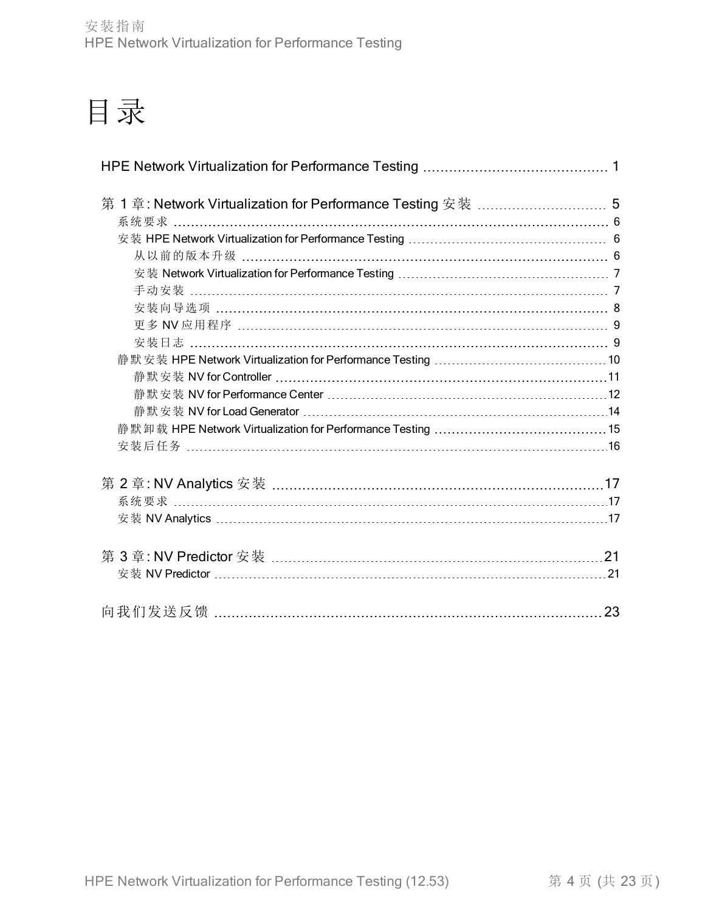# 目录

HPE Network Virtualization for Performance Testing ........ 1

第 1 章: Network Virtualization for Performance Testing 安装 ........ 5
- 系统要求 ........ 6
- 安装 HPE Network Virtualization for Performance Testing ........ 6
  - 从以前的版本升级 ........ 6
  - 安装 Network Virtualization for Performance Testing ........ 7
  - 手动安装 ........ 7
  - 安装向导选项 ........ 8
  - 更多 NV 应用程序 ........ 9
  - 安装日志 ........ 9
- 静默安装 HPE Network Virtualization for Performance Testing ........ 10
  - 静默安装 NV for Controller ........ 11
  - 静默安装 NV for Performance Center ........ 12
  - 静默安装 NV for Load Generator ........ 14
- 静默卸载 HPE Network Virtualization for Performance Testing ........ 15
- 安装后任务 ........ 16

第 2 章: NV Analytics 安装 ........ 17
- 系统要求 ........ 17
- 安装 NV Analytics ........ 17

第 3 章: NV Predictor 安装 ........ 21
- 安装 NV Predictor ........ 21

向我们发送反馈 ........ 23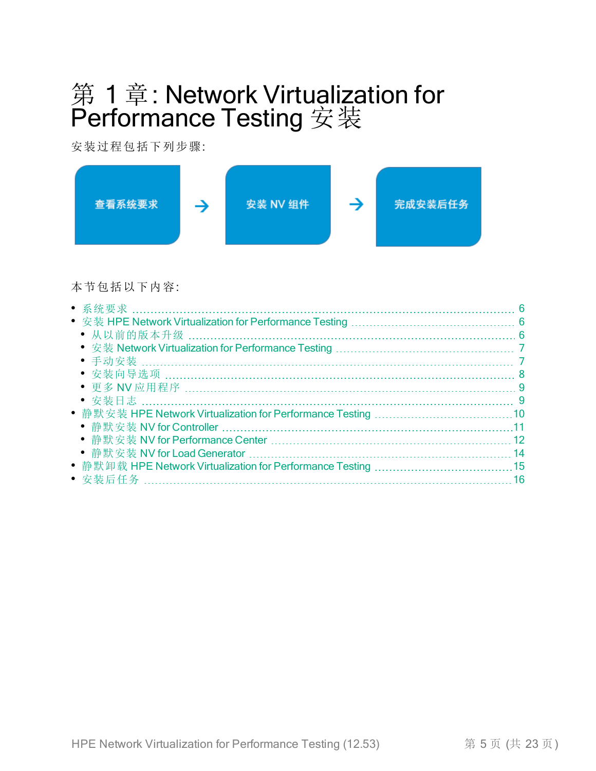# 第 1 章: Network Virtualization for Performance Testing 安装

安装过程包括下列步骤:

查看系统要求 → 安装 NV 组件 → 完成安装后任务

本节包括以下内容:

- 系统要求 6
- 安装 HPE Network Virtualization for Performance Testing 6
  - 从以前的版本升级 6
  - 安装 Network Virtualization for Performance Testing 7
  - 手动安装 7
  - 安装向导选项 8
  - 更多 NV 应用程序 9
  - 安装日志 9
- 静默安装 HPE Network Virtualization for Performance Testing 10
  - 静默安装 NV for Controller 11
  - 静默安装 NV for Performance Center 12
  - 静默安装 NV for Load Generator 14
- 静默卸载 HPE Network Virtualization for Performance Testing 15
- 安装后任务 16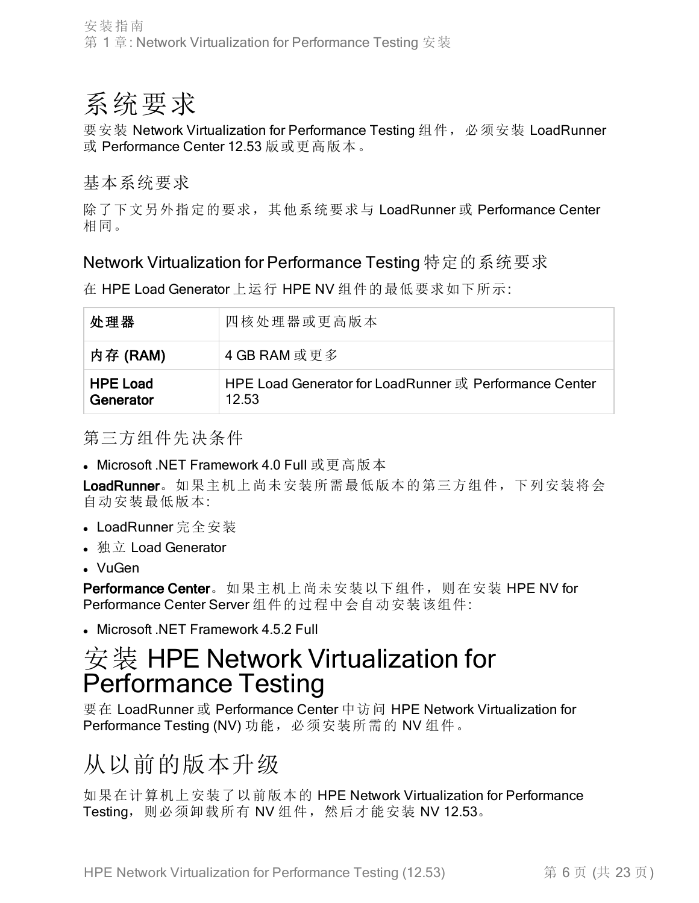# 系统要求

要安装 Network Virtualization for Performance Testing 组件，必须安装 LoadRunner 或 Performance Center 12.53 版或更高版本。

## 基本系统要求

除了下文另外指定的要求，其他系统要求与 LoadRunner 或 Performance Center 相同。

## Network Virtualization for Performance Testing 特定的系统要求

在 HPE Load Generator 上运行 HPE NV 组件的最低要求如下所示:

| **处理器** | 四核处理器或更高版本 |
|---|---|
| **内存 (RAM)** | 4 GB RAM 或更多 |
| **HPE Load Generator** | HPE Load Generator for LoadRunner 或 Performance Center 12.53 |

## 第三方组件先决条件

- Microsoft .NET Framework 4.0 Full 或更高版本

**LoadRunner**。如果主机上尚未安装所需最低版本的第三方组件，下列安装将会自动安装最低版本:

- LoadRunner 完全安装
- 独立 Load Generator
- VuGen

**Performance Center**。如果主机上尚未安装以下组件，则在安装 HPE NV for Performance Center Server 组件的过程中会自动安装该组件:

- Microsoft .NET Framework 4.5.2 Full

# 安装 HPE Network Virtualization for Performance Testing

要在 LoadRunner 或 Performance Center 中访问 HPE Network Virtualization for Performance Testing (NV) 功能，必须安装所需的 NV 组件。

# 从以前的版本升级

如果在计算机上安装了以前版本的 HPE Network Virtualization for Performance Testing，则必须卸载所有 NV 组件，然后才能安装 NV 12.53。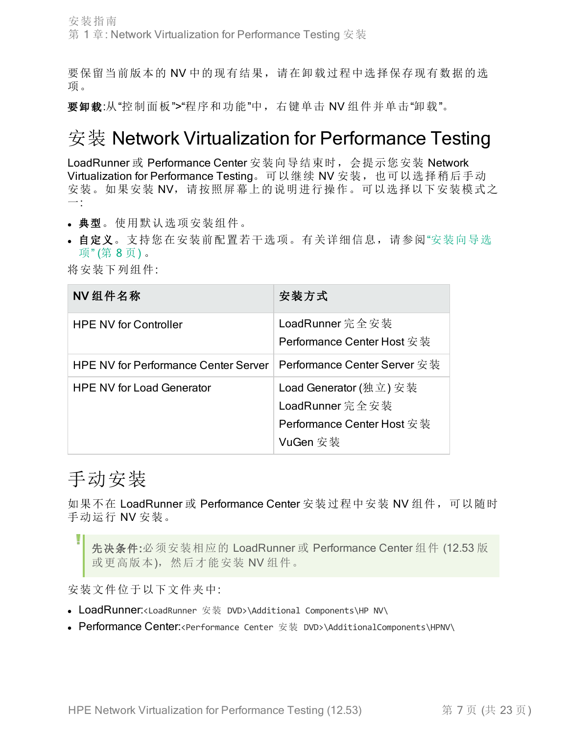要保留当前版本的 NV 中的现有结果，请在卸载过程中选择保存现有数据的选项。

**要卸载**:从“控制面板”>“程序和功能”中，右键单击 NV 组件并单击“卸载”。

# 安装 Network Virtualization for Performance Testing

LoadRunner 或 Performance Center 安装向导结束时，会提示您安装 Network Virtualization for Performance Testing。可以继续 NV 安装，也可以选择稍后手动安装。如果安装 NV，请按照屏幕上的说明进行操作。可以选择以下安装模式之一:

- **典型**。使用默认选项安装组件。
- **自定义**。支持您在安装前配置若干选项。有关详细信息，请参阅“安装向导选项” (第 8 页) 。

将安装下列组件:

| NV 组件名称 | 安装方式 |
| --- | --- |
| HPE NV for Controller | LoadRunner 完全安装<br>Performance Center Host 安装 |
| HPE NV for Performance Center Server | Performance Center Server 安装 |
| HPE NV for Load Generator | Load Generator (独立) 安装<br>LoadRunner 完全安装<br>Performance Center Host 安装<br>VuGen 安装 |

# 手动安装

如果不在 LoadRunner 或 Performance Center 安装过程中安装 NV 组件，可以随时手动运行 NV 安装。

> **先决条件:**必须安装相应的 LoadRunner 或 Performance Center 组件 (12.53 版或更高版本)，然后才能安装 NV 组件。

安装文件位于以下文件夹中:

- LoadRunner:`<LoadRunner 安装 DVD>\Additional Components\HP NV\`
- Performance Center:`<Performance Center 安装 DVD>\AdditionalComponents\HPNV\`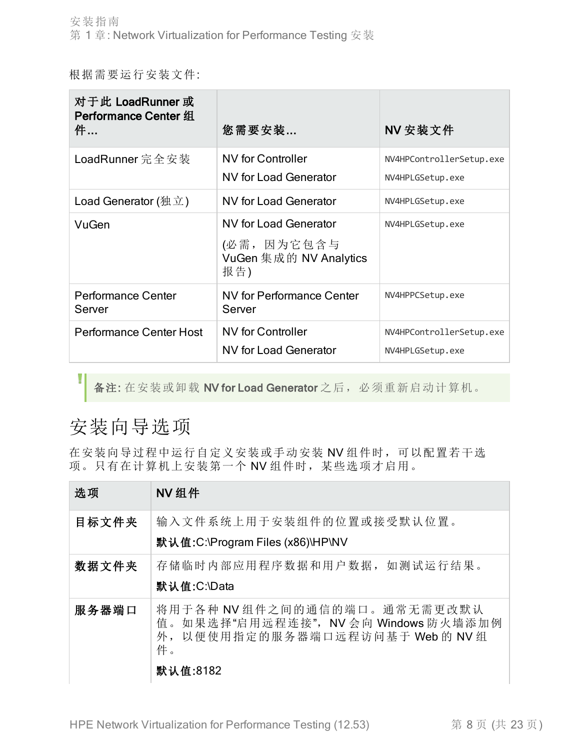根据需要运行安装文件:

| 对于此 LoadRunner 或 Performance Center 组件... | 您需要安装... | NV 安装文件 |
| --- | --- | --- |
| LoadRunner 完全安装 | NV for Controller<br>NV for Load Generator | `NV4HPControllerSetup.exe`<br>`NV4HPLGSetup.exe` |
| Load Generator (独立) | NV for Load Generator | `NV4HPLGSetup.exe` |
| VuGen | NV for Load Generator<br>(必需，因为它包含与 VuGen 集成的 NV Analytics 报告) | `NV4HPLGSetup.exe` |
| Performance Center Server | NV for Performance Center Server | `NV4HPPCSetup.exe` |
| Performance Center Host | NV for Controller<br>NV for Load Generator | `NV4HPControllerSetup.exe`<br>`NV4HPLGSetup.exe` |

**备注:** 在安装或卸载 **NV for Load Generator** 之后，必须重新启动计算机。

# 安装向导选项

在安装向导过程中运行自定义安装或手动安装 NV 组件时，可以配置若干选项。只有在计算机上安装第一个 NV 组件时，某些选项才启用。

| 选项 | NV 组件 |
| --- | --- |
| **目标文件夹** | 输入文件系统上用于安装组件的位置或接受默认位置。<br>**默认值:**C:\Program Files (x86)\HP\NV |
| **数据文件夹** | 存储临时内部应用程序数据和用户数据，如测试运行结果。<br>**默认值:**C:\Data |
| **服务器端口** | 将用于各种 NV 组件之间的通信的端口。通常无需更改默认值。如果选择“启用远程连接”，NV 会向 Windows 防火墙添加例外，以便使用指定的服务器端口远程访问基于 Web 的 NV 组件。<br>**默认值:**8182 |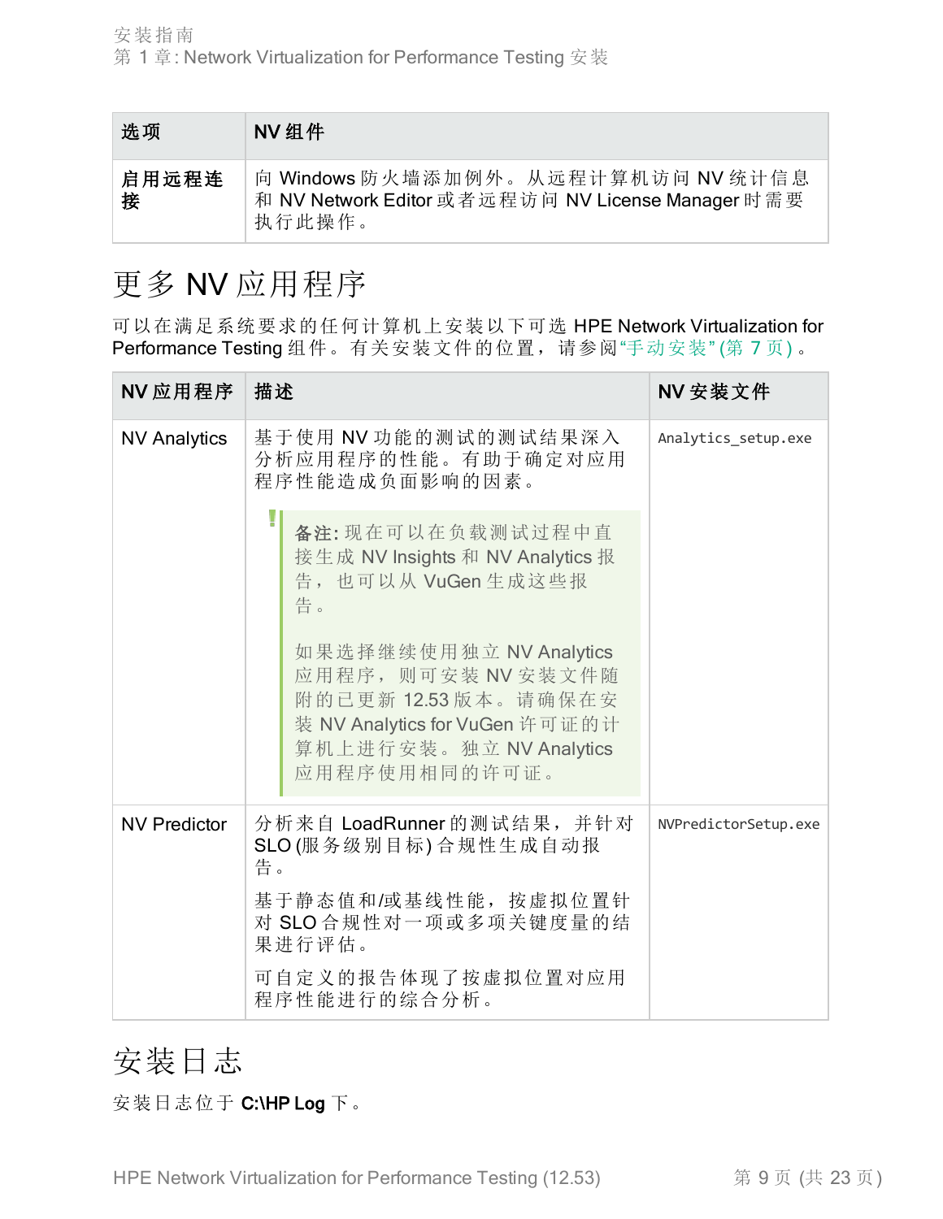| 选项 | NV 组件 |
| --- | --- |
| **启用远程连接** | 向 Windows 防火墙添加例外。从远程计算机访问 NV 统计信息和 NV Network Editor 或者远程访问 NV License Manager 时需要执行此操作。 |

## 更多 NV 应用程序

可以在满足系统要求的任何计算机上安装以下可选 HPE Network Virtualization for Performance Testing 组件。有关安装文件的位置，请参阅"手动安装" (第 7 页)。

| NV 应用程序 | 描述 | NV 安装文件 |
| --- | --- | --- |
| NV Analytics | 基于使用 NV 功能的测试的测试结果深入分析应用程序的性能。有助于确定对应用程序性能造成负面影响的因素。<br><br>**备注:** 现在可以在负载测试过程中直接生成 NV Insights 和 NV Analytics 报告，也可以从 VuGen 生成这些报告。<br><br>如果选择继续使用独立 NV Analytics 应用程序，则可安装 NV 安装文件随附的已更新 12.53 版本。请确保在安装 NV Analytics for VuGen 许可证的计算机上进行安装。独立 NV Analytics 应用程序使用相同的许可证。 | `Analytics_setup.exe` |
| NV Predictor | 分析来自 LoadRunner 的测试结果，并针对 SLO (服务级别目标) 合规性生成自动报告。<br><br>基于静态值和/或基线性能，按虚拟位置针对 SLO 合规性对一项或多项关键度量的结果进行评估。<br><br>可自定义的报告体现了按虚拟位置对应用程序性能进行的综合分析。 | `NVPredictorSetup.exe` |

## 安装日志

安装日志位于 **C:\HP Log** 下。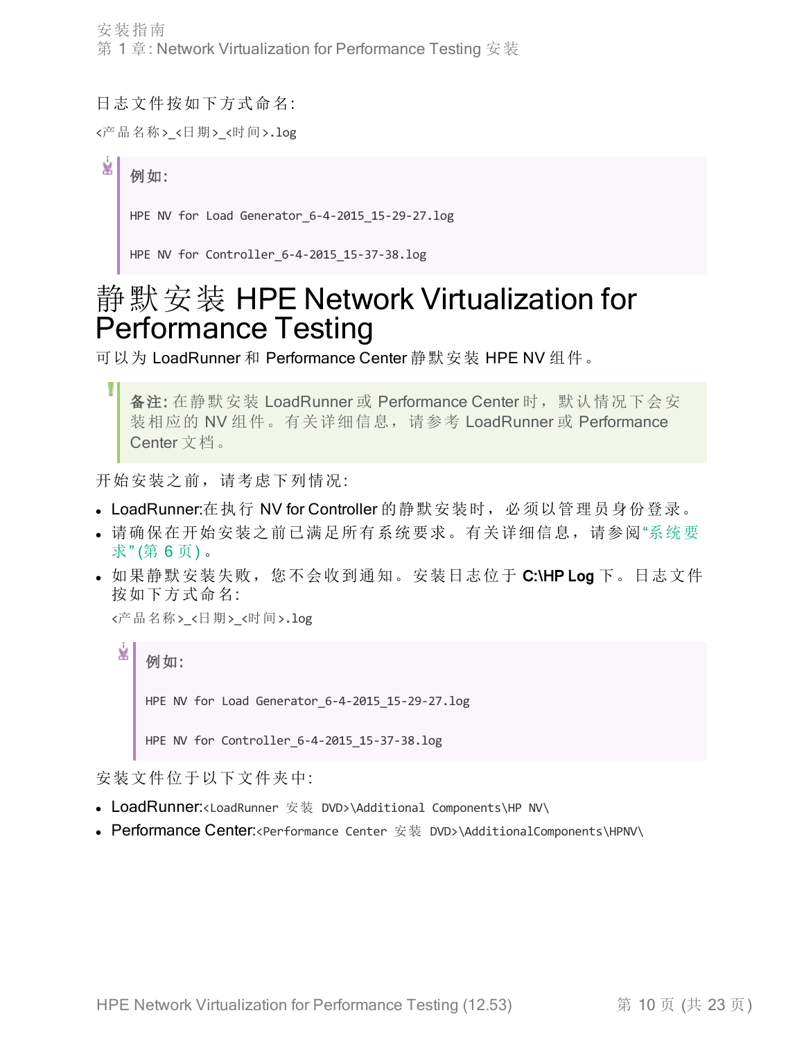日志文件按如下方式命名:

`<产品名称>_<日期>_<时间>.log`

> **例如:**
>
> `HPE NV for Load Generator_6-4-2015_15-29-27.log`
>
> `HPE NV for Controller_6-4-2015_15-37-38.log`

# 静默安装 HPE Network Virtualization for Performance Testing

可以为 LoadRunner 和 Performance Center 静默安装 HPE NV 组件。

> **备注:** 在静默安装 LoadRunner 或 Performance Center 时，默认情况下会安装相应的 NV 组件。有关详细信息，请参考 LoadRunner 或 Performance Center 文档。

开始安装之前，请考虑下列情况:

- LoadRunner:在执行 NV for Controller 的静默安装时，必须以管理员身份登录。
- 请确保在开始安装之前已满足所有系统要求。有关详细信息，请参阅"系统要求"(第 6 页)。
- 如果静默安装失败，您不会收到通知。安装日志位于 **C:\HP Log** 下。日志文件按如下方式命名:

  `<产品名称>_<日期>_<时间>.log`

  > **例如:**
  >
  > `HPE NV for Load Generator_6-4-2015_15-29-27.log`
  >
  > `HPE NV for Controller_6-4-2015_15-37-38.log`

安装文件位于以下文件夹中:

- LoadRunner:`<LoadRunner 安装 DVD>\Additional Components\HP NV\`
- Performance Center:`<Performance Center 安装 DVD>\AdditionalComponents\HPNV\`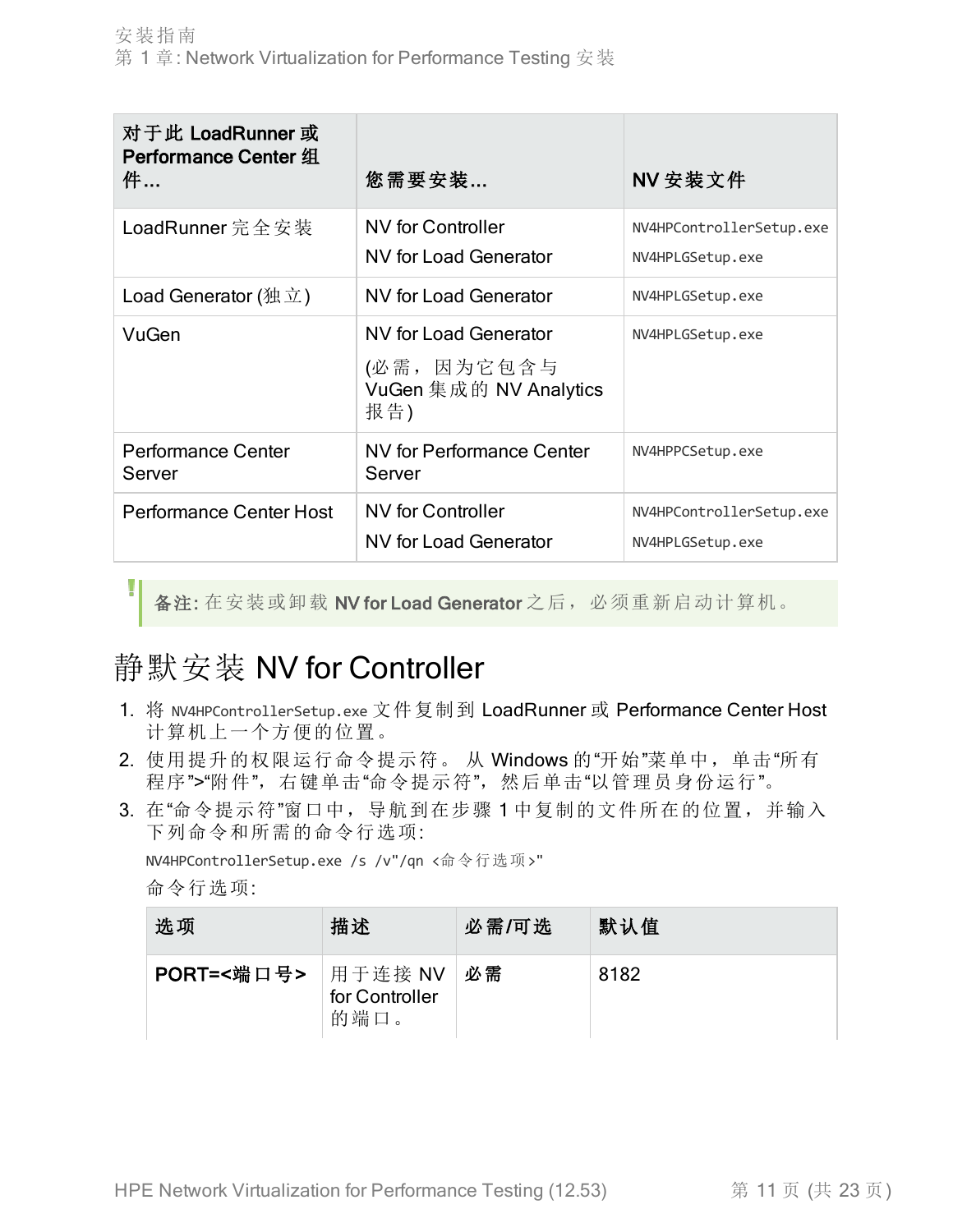| 对于此 LoadRunner 或 Performance Center 组件... | 您需要安装... | NV 安装文件 |
| --- | --- | --- |
| LoadRunner 完全安装 | NV for Controller<br>NV for Load Generator | NV4HPControllerSetup.exe<br>NV4HPLGSetup.exe |
| Load Generator (独立) | NV for Load Generator | NV4HPLGSetup.exe |
| VuGen | NV for Load Generator<br>(必需，因为它包含与 VuGen 集成的 NV Analytics 报告) | NV4HPLGSetup.exe |
| Performance Center Server | NV for Performance Center Server | NV4HPPCSetup.exe |
| Performance Center Host | NV for Controller<br>NV for Load Generator | NV4HPControllerSetup.exe<br>NV4HPLGSetup.exe |

> **备注:** 在安装或卸载 **NV for Load Generator** 之后，必须重新启动计算机。

# 静默安装 NV for Controller

1. 将 NV4HPControllerSetup.exe 文件复制到 LoadRunner 或 Performance Center Host 计算机上一个方便的位置。
2. 使用提升的权限运行命令提示符。 从 Windows 的"开始"菜单中，单击"所有程序">"附件"，右键单击"命令提示符"，然后单击"以管理员身份运行"。
3. 在"命令提示符"窗口中，导航到在步骤 1 中复制的文件所在的位置，并输入下列命令和所需的命令行选项:

   ```
   NV4HPControllerSetup.exe /s /v"/qn <命令行选项>"
   ```

   命令行选项:

   | 选项 | 描述 | 必需/可选 | 默认值 |
   | --- | --- | --- | --- |
   | **PORT=<端口号>** | 用于连接 NV for Controller 的端口。 | **必需** | 8182 |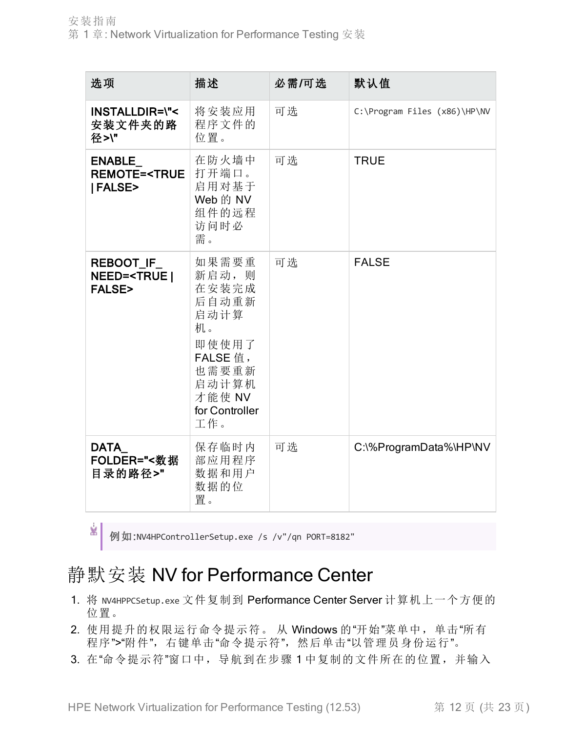| 选项 | 描述 | 必需/可选 | 默认值 |
|---|---|---|---|
| **INSTALLDIR=\"<安装文件夹的路径>\"** | 将安装应用程序文件的位置。 | 可选 | `C:\Program Files (x86)\HP\NV` |
| **ENABLE_REMOTE=<TRUE \| FALSE>** | 在防火墙中打开端口。启用对基于 Web 的 NV 组件的远程访问时必需。 | 可选 | TRUE |
| **REBOOT_IF_NEED=<TRUE \| FALSE>** | 如果需要重新启动，则在安装完成后自动重新启动计算机。<br>即使使用了 FALSE 值，也需要重新启动计算机才能使 NV for Controller 工作。 | 可选 | FALSE |
| **DATA_FOLDER="<数据目录的路径>"** | 保存临时内部应用程序数据和用户数据的位置。 | 可选 | C:\%ProgramData%\HP\NV |

> **例如:** `NV4HPControllerSetup.exe /s /v"/qn PORT=8182"`

# 静默安装 NV for Performance Center

1. 将 `NV4HPPCSetup.exe` 文件复制到 Performance Center Server 计算机上一个方便的位置。
2. 使用提升的权限运行命令提示符。 从 Windows 的“开始”菜单中，单击“所有程序”>“附件”，右键单击“命令提示符”，然后单击“以管理员身份运行”。
3. 在“命令提示符”窗口中，导航到在步骤 1 中复制的文件所在的位置，并输入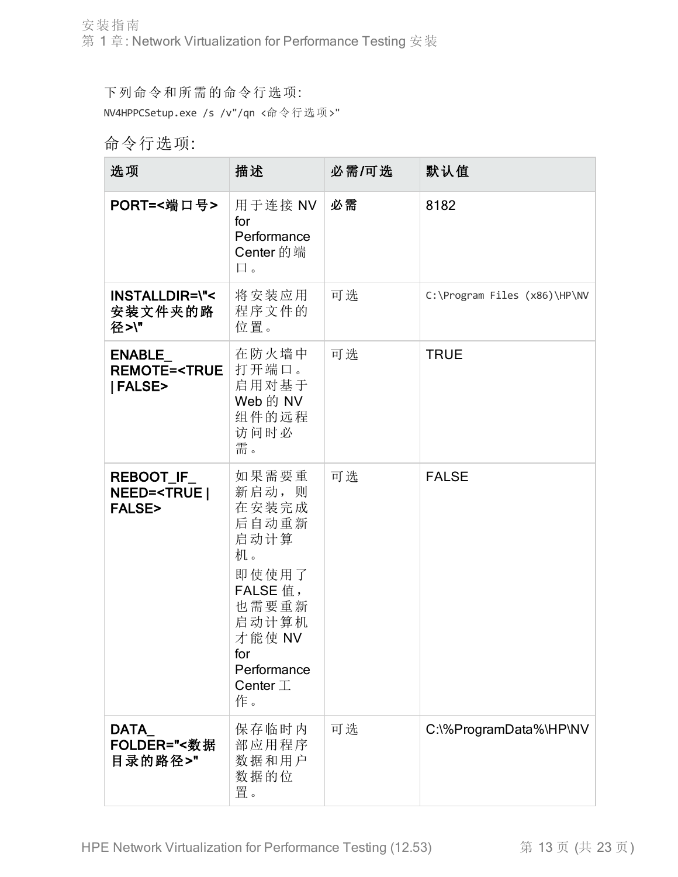下列命令和所需的命令行选项:

```
NV4HPPCSetup.exe /s /v"/qn <命令行选项>"
```

## 命令行选项:

| 选项 | 描述 | 必需/可选 | 默认值 |
| --- | --- | --- | --- |
| **PORT=<端口号>** | 用于连接 NV for Performance Center 的端口。 | **必需** | 8182 |
| **INSTALLDIR=\"<安装文件夹的路径>\"** | 将安装应用程序文件的位置。 | 可选 | C:\Program Files (x86)\HP\NV |
| **ENABLE_REMOTE=<TRUE \| FALSE>** | 在防火墙中打开端口。启用对基于 Web 的 NV 组件的远程访问时必需。 | 可选 | TRUE |
| **REBOOT_IF_NEED=<TRUE \| FALSE>** | 如果需要重新启动，则在安装完成后自动重新启动计算机。<br><br>即使使用了 FALSE 值，也需要重新启动计算机才能使 NV for Performance Center 工作。 | 可选 | FALSE |
| **DATA_FOLDER="<数据目录的路径>"** | 保存临时内部应用程序数据和用户数据的位置。 | 可选 | C:\%ProgramData%\HP\NV |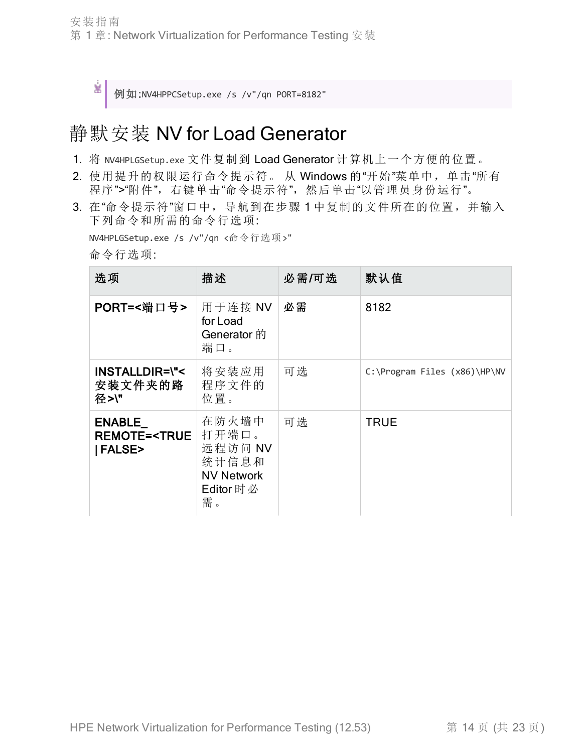> 例如:NV4HPPCSetup.exe /s /v"/qn PORT=8182"

## 静默安装 NV for Load Generator

1. 将 NV4HPLGSetup.exe 文件复制到 Load Generator 计算机上一个方便的位置。
2. 使用提升的权限运行命令提示符。 从 Windows 的“开始”菜单中，单击“所有程序”>“附件”，右键单击“命令提示符”，然后单击“以管理员身份运行”。
3. 在“命令提示符”窗口中，导航到在步骤 1 中复制的文件所在的位置，并输入下列命令和所需的命令行选项:

   ```
   NV4HPLGSetup.exe /s /v"/qn <命令行选项>"
   ```

   命令行选项:

| 选项 | 描述 | 必需/可选 | 默认值 |
|---|---|---|---|
| **PORT=<端口号>** | 用于连接 NV for Load Generator 的端口。 | **必需** | 8182 |
| **INSTALLDIR=\"<安装文件夹的路径>\"** | 将安装应用程序文件的位置。 | 可选 | C:\Program Files (x86)\HP\NV |
| **ENABLE_REMOTE=<TRUE \| FALSE>** | 在防火墙中打开端口。远程访问 NV 统计信息和 NV Network Editor 时必需。 | 可选 | TRUE |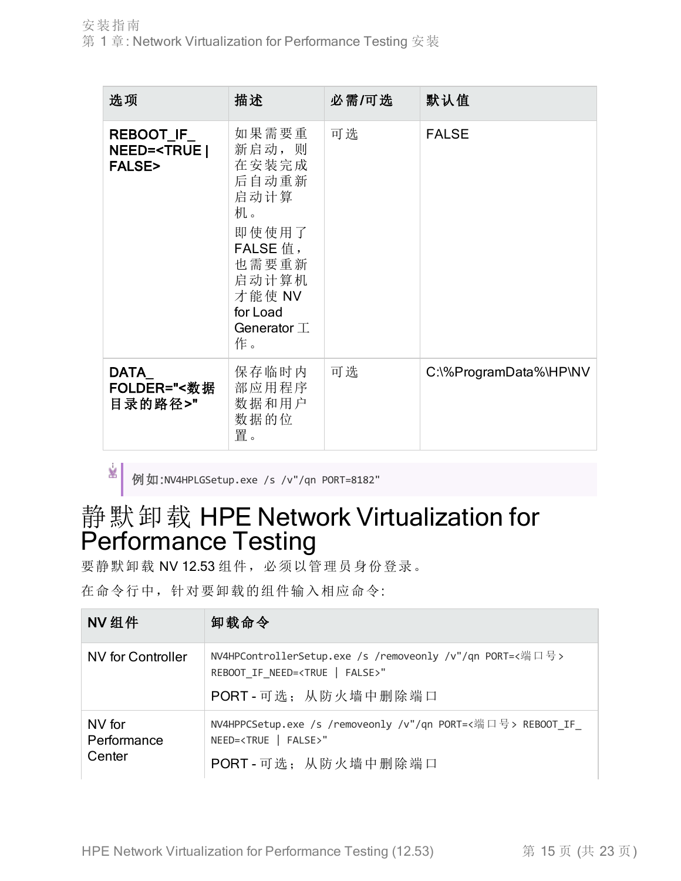| 选项 | 描述 | 必需/可选 | 默认值 |
| --- | --- | --- | --- |
| **REBOOT_IF_NEED=<TRUE \| FALSE>** | 如果需要重新启动，则在安装完成后自动重新启动计算机。<br>即使使用了 FALSE 值，也需要重新启动计算机才能使 NV for Load Generator 工作。 | 可选 | FALSE |
| **DATA_FOLDER="<数据目录的路径>"** | 保存临时内部应用程序数据和用户数据的位置。 | 可选 | C:\%ProgramData%\HP\NV |

> **例如:**`NV4HPLGSetup.exe /s /v"/qn PORT=8182"`

# 静默卸载 HPE Network Virtualization for Performance Testing

要静默卸载 NV 12.53 组件，必须以管理员身份登录。

在命令行中，针对要卸载的组件输入相应命令:

| NV 组件 | 卸载命令 |
| --- | --- |
| NV for Controller | `NV4HPControllerSetup.exe /s /removeonly /v"/qn PORT=<端口号> REBOOT_IF_NEED=<TRUE \| FALSE>"`<br>PORT - 可选；从防火墙中删除端口 |
| NV for Performance Center | `NV4HPPCSetup.exe /s /removeonly /v"/qn PORT=<端口号> REBOOT_IF_NEED=<TRUE \| FALSE>"`<br>PORT - 可选；从防火墙中删除端口 |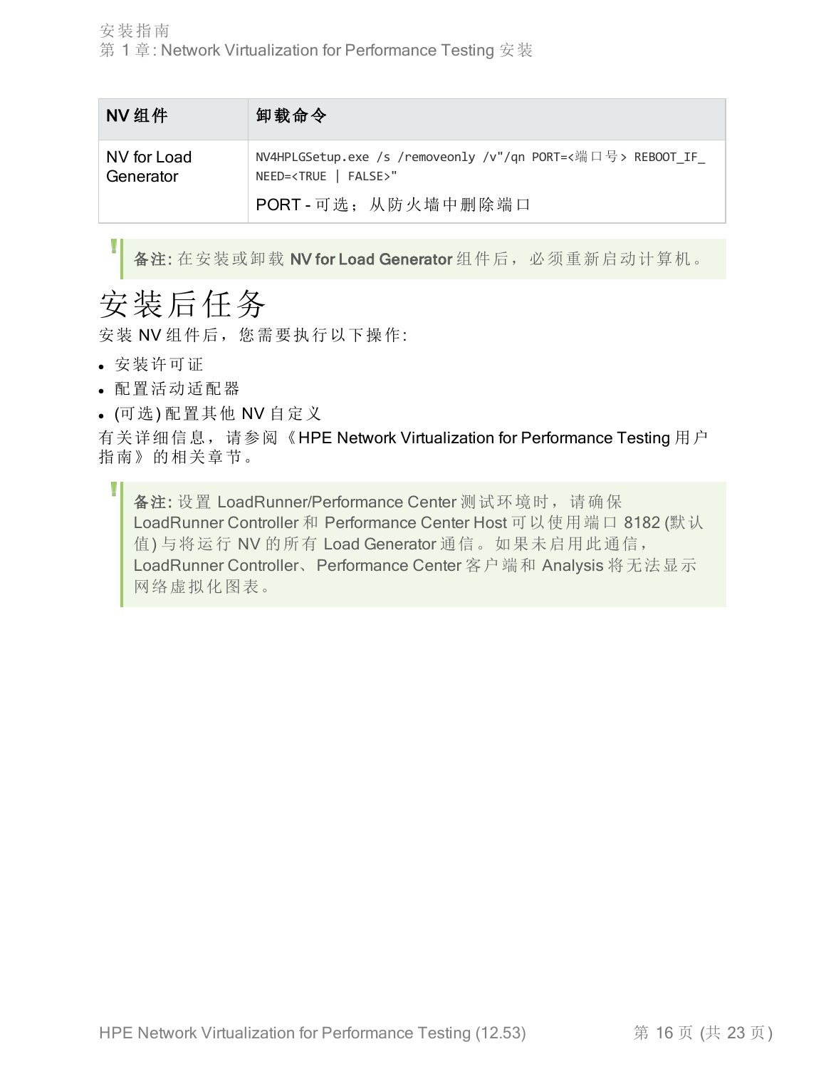| NV 组件 | 卸载命令 |
| --- | --- |
| NV for Load Generator | `NV4HPLGSetup.exe /s /removeonly /v"/qn PORT=<端口号> REBOOT_IF_NEED=<TRUE \| FALSE>"`<br>PORT - 可选；从防火墙中删除端口 |

> **备注:** 在安装或卸载 **NV for Load Generator** 组件后，必须重新启动计算机。

# 安装后任务

安装 NV 组件后，您需要执行以下操作:

- 安装许可证
- 配置活动适配器
- (可选) 配置其他 NV 自定义

有关详细信息，请参阅《HPE Network Virtualization for Performance Testing 用户指南》的相关章节。

> **备注:** 设置 LoadRunner/Performance Center 测试环境时，请确保 LoadRunner Controller 和 Performance Center Host 可以使用端口 8182 (默认值) 与将运行 NV 的所有 Load Generator 通信。如果未启用此通信，LoadRunner Controller、Performance Center 客户端和 Analysis 将无法显示网络虚拟化图表。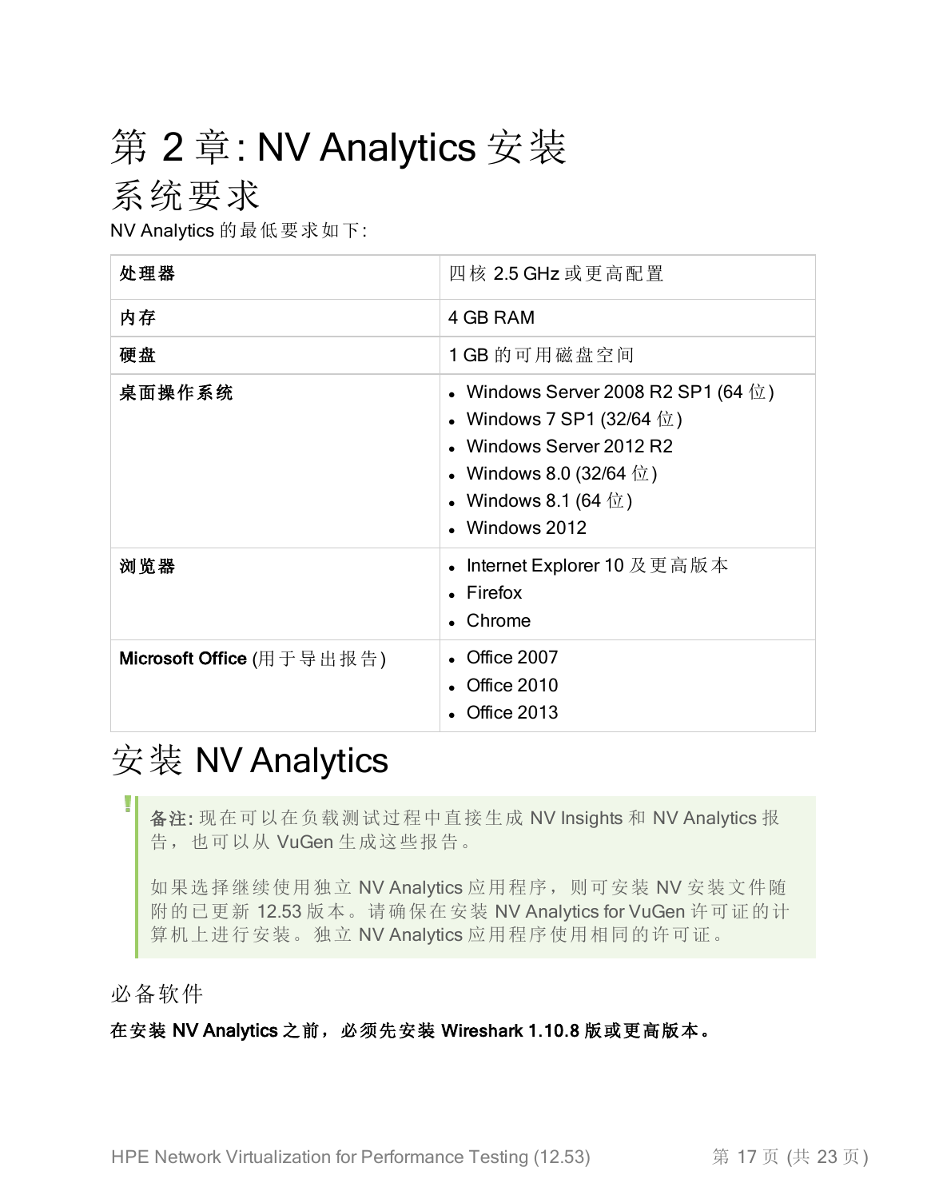# 第 2 章: NV Analytics 安装

## 系统要求

NV Analytics 的最低要求如下:

| **处理器** | 四核 2.5 GHz 或更高配置 |
|---|---|
| **内存** | 4 GB RAM |
| **硬盘** | 1 GB 的可用磁盘空间 |
| **桌面操作系统** | • Windows Server 2008 R2 SP1 (64 位)<br>• Windows 7 SP1 (32/64 位)<br>• Windows Server 2012 R2<br>• Windows 8.0 (32/64 位)<br>• Windows 8.1 (64 位)<br>• Windows 2012 |
| **浏览器** | • Internet Explorer 10 及更高版本<br>• Firefox<br>• Chrome |
| **Microsoft Office** (用于导出报告) | • Office 2007<br>• Office 2010<br>• Office 2013 |

## 安装 NV Analytics

> **备注:** 现在可以在负载测试过程中直接生成 NV Insights 和 NV Analytics 报告，也可以从 VuGen 生成这些报告。
>
> 如果选择继续使用独立 NV Analytics 应用程序，则可安装 NV 安装文件随附的已更新 12.53 版本。请确保在安装 NV Analytics for VuGen 许可证的计算机上进行安装。独立 NV Analytics 应用程序使用相同的许可证。

### 必备软件

**在安装 NV Analytics 之前，必须先安装 Wireshark 1.10.8 版或更高版本。**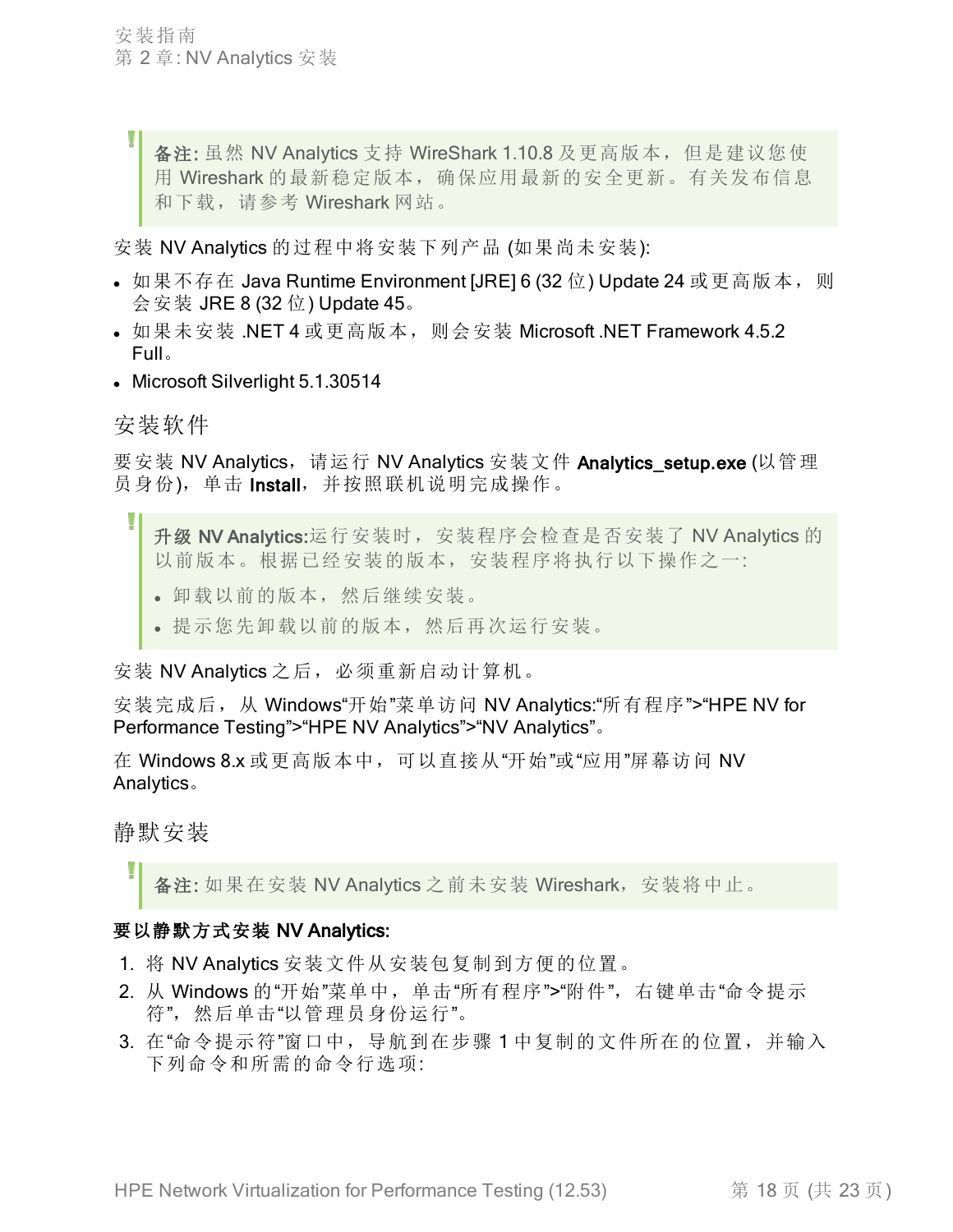> **备注:** 虽然 NV Analytics 支持 WireShark 1.10.8 及更高版本，但是建议您使用 Wireshark 的最新稳定版本，确保应用最新的安全更新。有关发布信息和下载，请参考 Wireshark 网站。

安装 NV Analytics 的过程中将安装下列产品 (如果尚未安装):

- 如果不存在 Java Runtime Environment [JRE] 6 (32 位) Update 24 或更高版本，则会安装 JRE 8 (32 位) Update 45。
- 如果未安装 .NET 4 或更高版本，则会安装 Microsoft .NET Framework 4.5.2 Full。
- Microsoft Silverlight 5.1.30514

## 安装软件

要安装 NV Analytics，请运行 NV Analytics 安装文件 **Analytics_setup.exe** (以管理员身份)，单击 **Install**，并按照联机说明完成操作。

> **升级 NV Analytics:**运行安装时，安装程序会检查是否安装了 NV Analytics 的以前版本。根据已经安装的版本，安装程序将执行以下操作之一:
>
> - 卸载以前的版本，然后继续安装。
> - 提示您先卸载以前的版本，然后再次运行安装。

安装 NV Analytics 之后，必须重新启动计算机。

安装完成后，从 Windows“开始”菜单访问 NV Analytics:“所有程序”>“HPE NV for Performance Testing”>“HPE NV Analytics”>“NV Analytics”。

在 Windows 8.x 或更高版本中，可以直接从“开始”或“应用”屏幕访问 NV Analytics。

## 静默安装

> **备注:** 如果在安装 NV Analytics 之前未安装 Wireshark，安装将中止。

**要以静默方式安装 NV Analytics:**

1. 将 NV Analytics 安装文件从安装包复制到方便的位置。
2. 从 Windows 的“开始”菜单中，单击“所有程序”>“附件”，右键单击“命令提示符”，然后单击“以管理员身份运行”。
3. 在“命令提示符”窗口中，导航到在步骤 1 中复制的文件所在的位置，并输入下列命令和所需的命令行选项: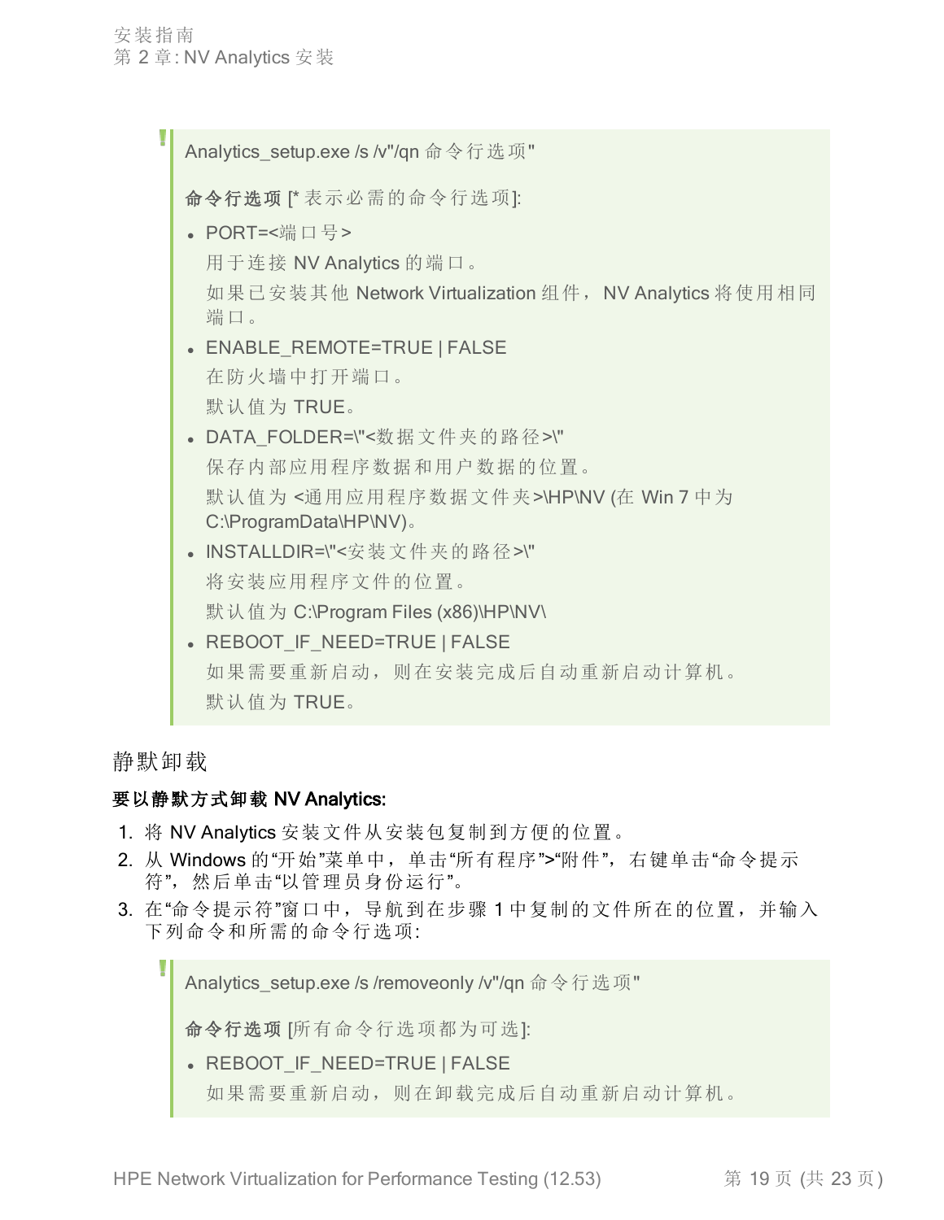> Analytics_setup.exe /s /v"/qn 命令行选项"
>
> **命令行选项** [* 表示必需的命令行选项]:
>
> - PORT=<端口号>
>
>   用于连接 NV Analytics 的端口。
>
>   如果已安装其他 Network Virtualization 组件， NV Analytics 将使用相同端口。
> - ENABLE_REMOTE=TRUE | FALSE
>
>   在防火墙中打开端口。
>
>   默认值为 TRUE。
> - DATA_FOLDER=\"<数据文件夹的路径>\"
>
>   保存内部应用程序数据和用户数据的位置。
>
>   默认值为 <通用应用程序数据文件夹>\HP\NV (在 Win 7 中为 C:\ProgramData\HP\NV)。
> - INSTALLDIR=\"<安装文件夹的路径>\"
>
>   将安装应用程序文件的位置。
>
>   默认值为 C:\Program Files (x86)\HP\NV\
> - REBOOT_IF_NEED=TRUE | FALSE
>
>   如果需要重新启动，则在安装完成后自动重新启动计算机。
>
>   默认值为 TRUE。

## 静默卸载

**要以静默方式卸载 NV Analytics:**

1. 将 NV Analytics 安装文件从安装包复制到方便的位置。
2. 从 Windows 的“开始”菜单中，单击“所有程序”>“附件”，右键单击“命令提示符”，然后单击“以管理员身份运行”。
3. 在“命令提示符”窗口中，导航到在步骤 1 中复制的文件所在的位置，并输入下列命令和所需的命令行选项:

> Analytics_setup.exe /s /removeonly /v"/qn 命令行选项"
>
> **命令行选项** [所有命令行选项都为可选]:
>
> - REBOOT_IF_NEED=TRUE | FALSE
>
>   如果需要重新启动，则在卸载完成后自动重新启动计算机。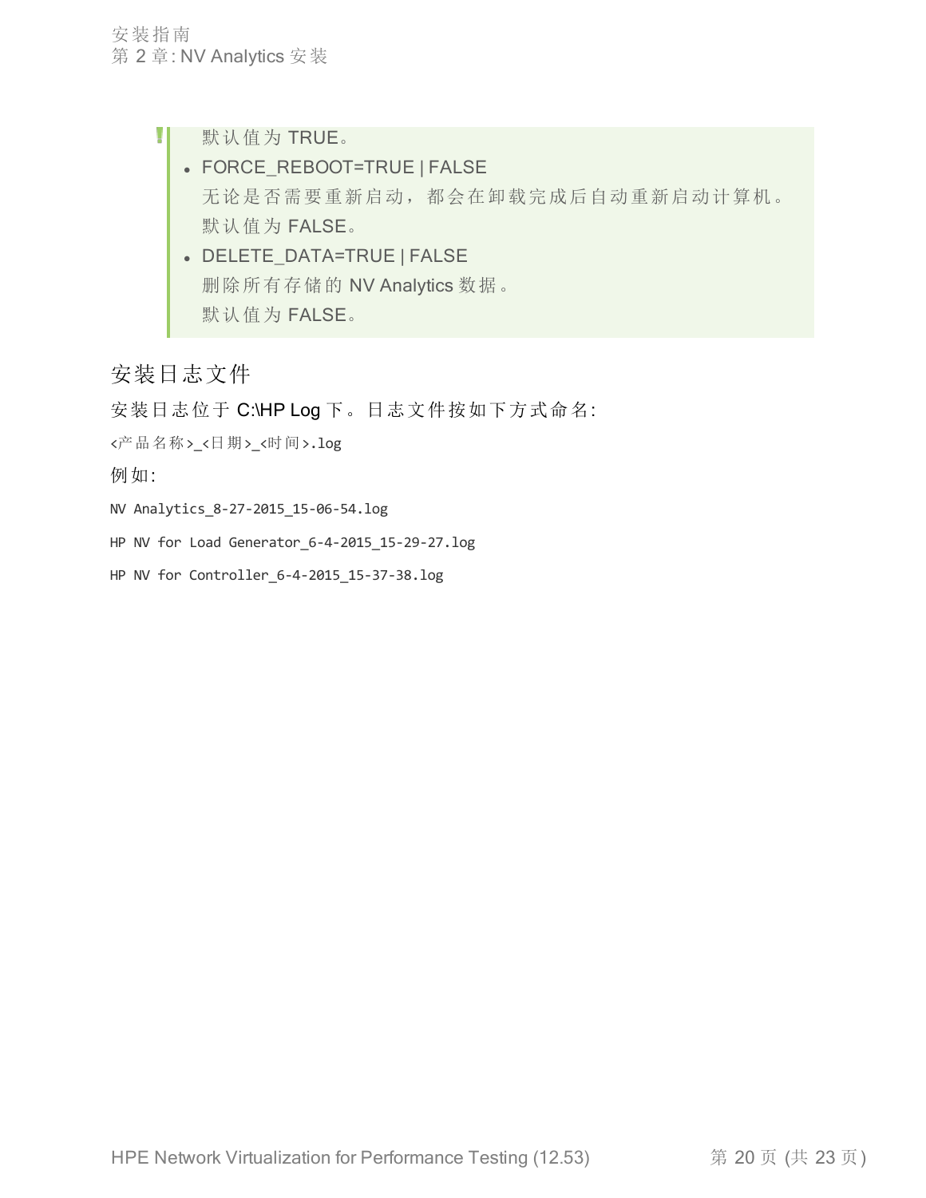默认值为 TRUE。

- FORCE_REBOOT=TRUE | FALSE

  无论是否需要重新启动，都会在卸载完成后自动重新启动计算机。

  默认值为 FALSE。

- DELETE_DATA=TRUE | FALSE

  删除所有存储的 NV Analytics 数据。

  默认值为 FALSE。

## 安装日志文件

安装日志位于 C:\HP Log 下。日志文件按如下方式命名:

```
<产品名称>_<日期>_<时间>.log
```

例如:

```
NV Analytics_8-27-2015_15-06-54.log
HP NV for Load Generator_6-4-2015_15-29-27.log
HP NV for Controller_6-4-2015_15-37-38.log
```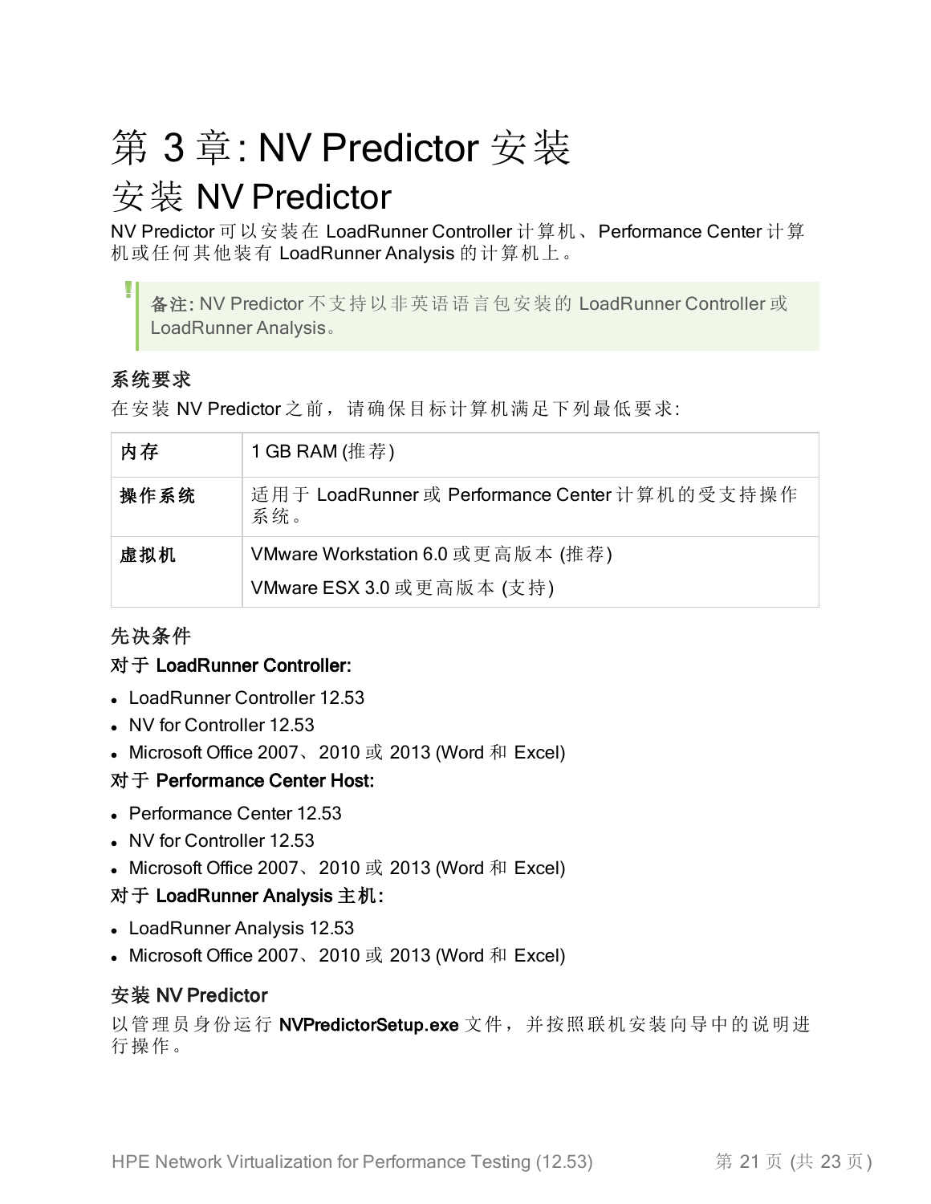# 第 3 章: NV Predictor 安装

## 安装 NV Predictor

NV Predictor 可以安装在 LoadRunner Controller 计算机、Performance Center 计算机或任何其他装有 LoadRunner Analysis 的计算机上。

> **备注:** NV Predictor 不支持以非英语语言包安装的 LoadRunner Controller 或 LoadRunner Analysis。

### 系统要求

在安装 NV Predictor 之前，请确保目标计算机满足下列最低要求:

| | |
|---|---|
| **内存** | 1 GB RAM (推荐) |
| **操作系统** | 适用于 LoadRunner 或 Performance Center 计算机的受支持操作系统。 |
| **虚拟机** | VMware Workstation 6.0 或更高版本 (推荐)<br>VMware ESX 3.0 或更高版本 (支持) |

### 先决条件

**对于 LoadRunner Controller:**

- LoadRunner Controller 12.53
- NV for Controller 12.53
- Microsoft Office 2007、2010 或 2013 (Word 和 Excel)

**对于 Performance Center Host:**

- Performance Center 12.53
- NV for Controller 12.53
- Microsoft Office 2007、2010 或 2013 (Word 和 Excel)

**对于 LoadRunner Analysis 主机:**

- LoadRunner Analysis 12.53
- Microsoft Office 2007、2010 或 2013 (Word 和 Excel)

### 安装 NV Predictor

以管理员身份运行 **NVPredictorSetup.exe** 文件，并按照联机安装向导中的说明进行操作。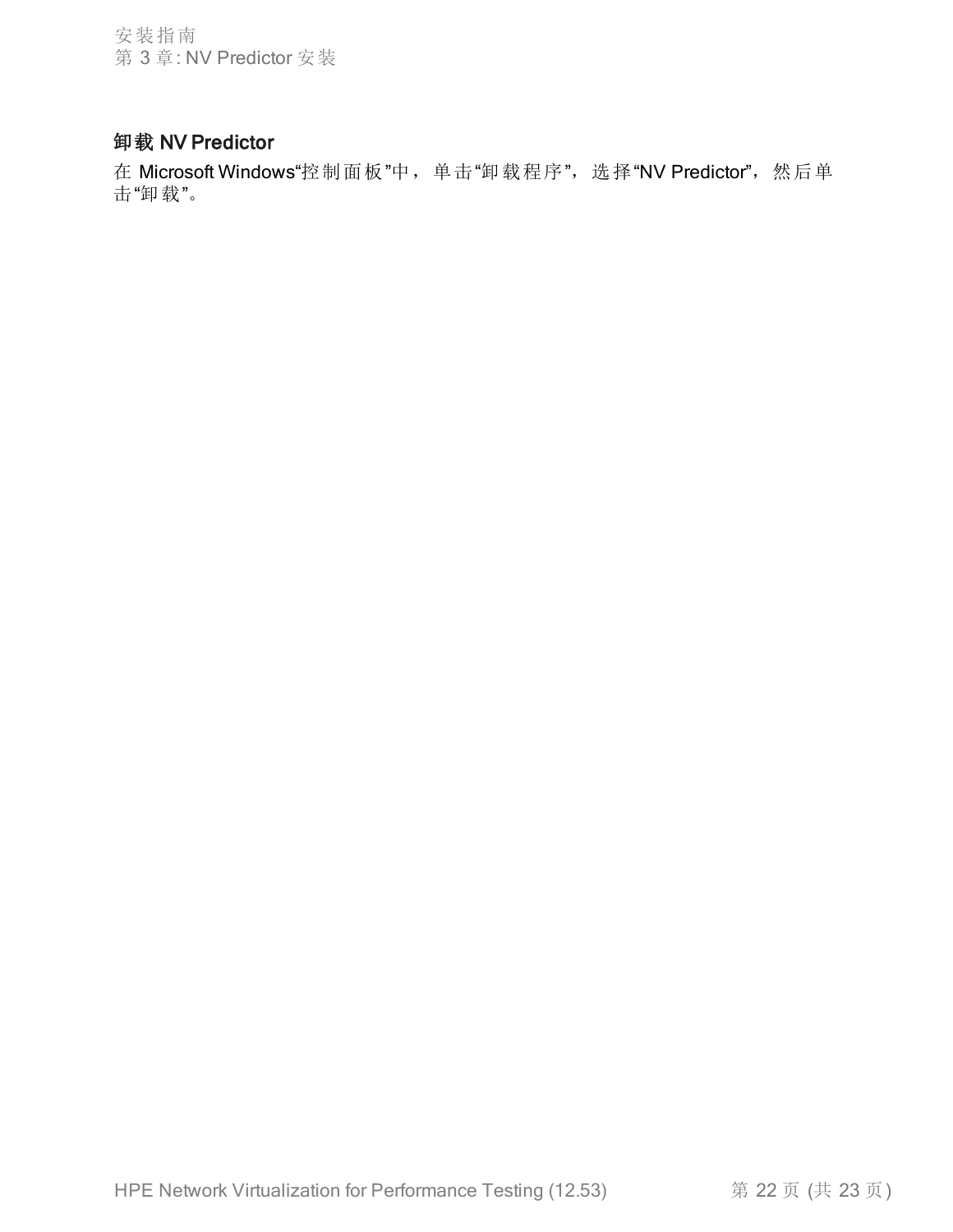## 卸载 NV Predictor

在 Microsoft Windows“控制面板”中，单击“卸载程序”，选择“NV Predictor”，然后单击“卸载”。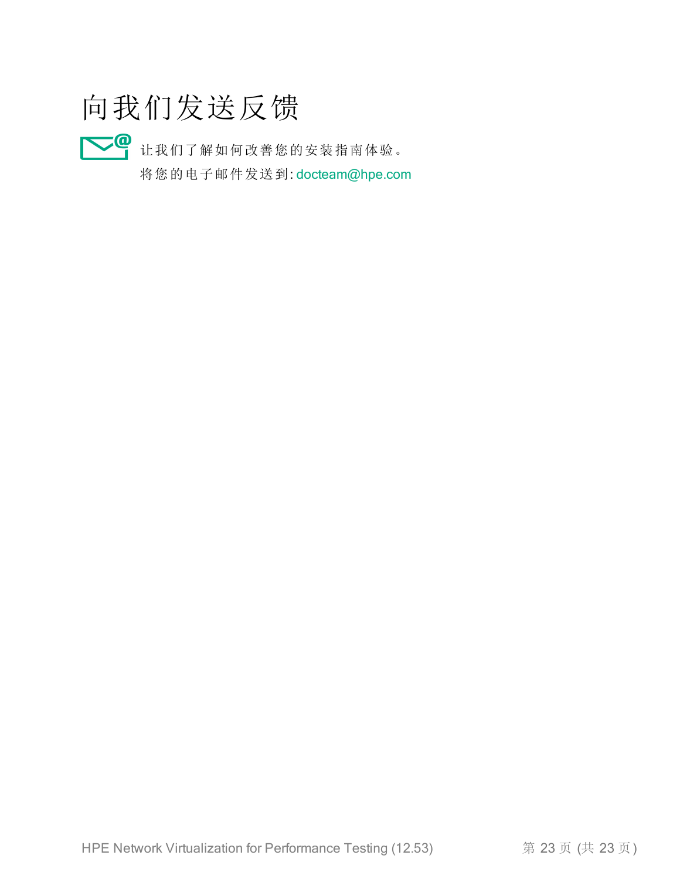# 向我们发送反馈

让我们了解如何改善您的安装指南体验。

将您的电子邮件发送到: docteam@hpe.com